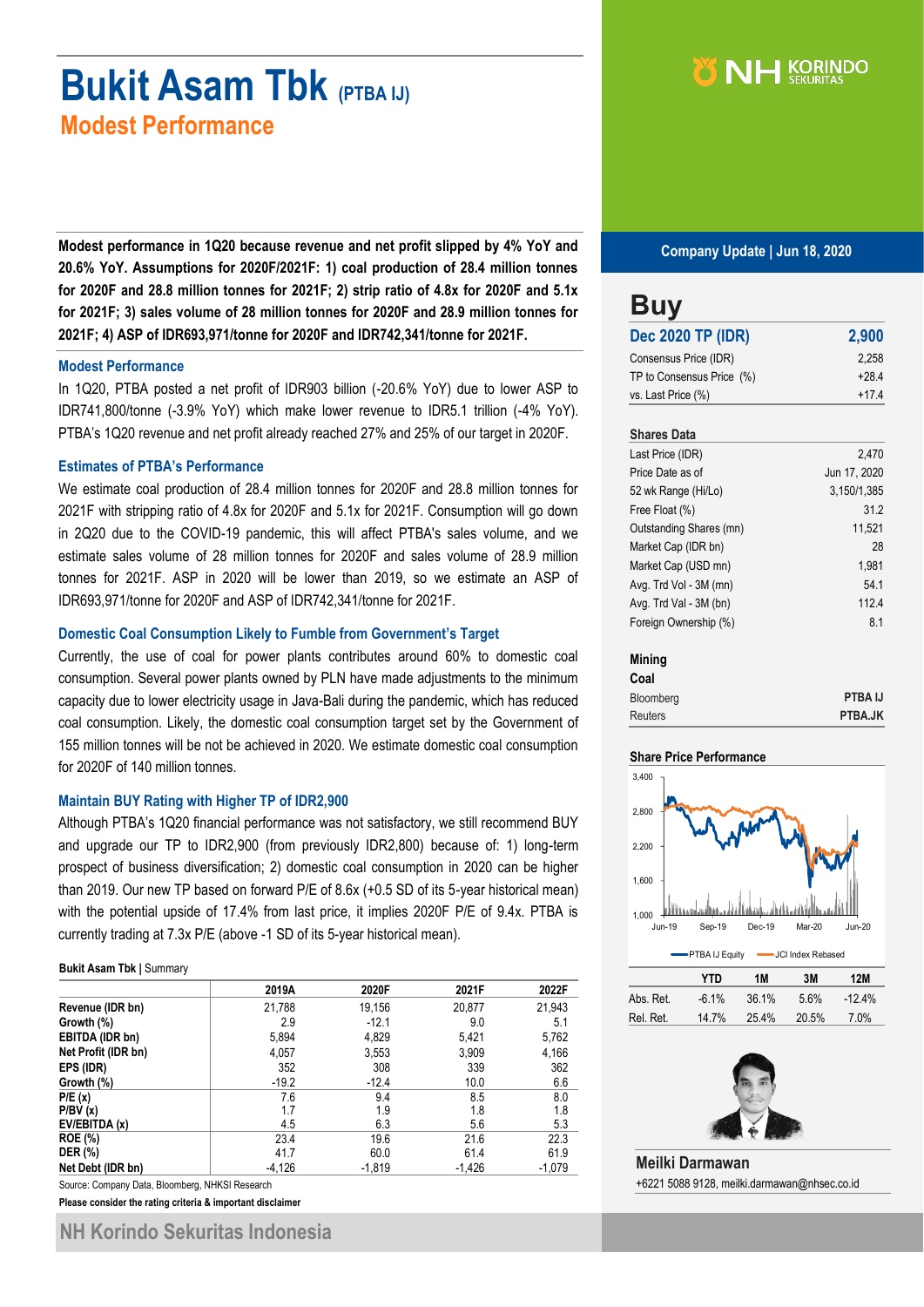# Bukit Asam Tbk (PTBA IJ)

## Modest Performance

**Company Update | Jun 18, 2020**

**Modest performance in 1Q20 because revenue and net profit slipped by 4% YoY and 20.6% YoY. Assumptions for 2020F/2021F: 1) coal production of 28.4 million tonnes for 2020F and 28.8 million tonnes for 2021F; 2) strip ratio of 4.8x for 2020F and 5.1x for 2021F; 3) sales volume of 28 million tonnes for 2020F and 28.9 million tonnes for 2021F; 4) ASP of IDR693,971/tonne for 2020F and IDR742,341/tonne for 2021F.**

### Modest Performance

In 1Q20, PTBA posted a net profit of IDR903 billion (-20.6% YoY) due to lower ASP to IDR741,800/tonne (-3.9% YoY) which make lower revenue to IDR5.1 trillion (-4% YoY). PTBA's 1Q20 revenue and net profit already reached 27% and 25% of our target in 2020F.

### Estimates of PTBA's Performance

We estimate coal production of 28.4 million tonnes for 2020F and 28.8 million tonnes for 2021F with stripping ratio of 4.8x for 2020F and 5.1x for 2021F. Consumption will go down in 2Q20 due to the COVID-19 pandemic, this will affect PTBA's sales volume, and we estimate sales volume of 28 million tonnes for 2020F and sales volume of 28.9 million tonnes for 2021F. ASP in 2020 will be lower than 2019, so we estimate an ASP of IDR693,971/tonne for 2020F and ASP of IDR742,341/tonne for 2021F.

### Domestic Coal Consumption Likely to Fumble from Government's Target

Currently, the use of coal for power plants contributes around 60% to domestic coal consumption. Several power plants owned by PLN have made adjustments to the minimum capacity due to lower electricity usage in Java-Bali during the pandemic, which has reduced coal consumption. Likely, the domestic coal consumption target set by the Government of 155 million tonnes will be not be achieved in 2020. We estimate domestic coal consumption for 2020F of 140 million tonnes.

### Maintain BUY Rating with Higher TP of IDR2,900

Although PTBA's 1Q20 financial performance was not satisfactory, we still recommend BUY and upgrade our TP to IDR2,900 (from previously IDR2,800) because of: 1) long-term prospect of business diversification; 2) domestic coal consumption in 2020 can be higher than 2019. Our new TP based on forward P/E of 8.6x (+0.5 SD of its 5-year historical mean) with the potential upside of 17.4% from last price, it implies 2020F P/E of 9.4x. PTBA is currently trading at 7.3x P/E (above -1 SD of its 5-year historical mean).

**Bukit Asam Tbk** | Summary

| | 2019A | 2020F | 2021F | 2022F |
|---|---|---|---|---|
| **Revenue (IDR bn)** | 21,788 | 19,156 | 20,877 | 21,943 |
| **Growth (%)** | 2.9 | -12.1 | 9.0 | 5.1 |
| **EBITDA (IDR bn)** | 5,894 | 4,829 | 5,421 | 5,762 |
| **Net Profit (IDR bn)** | 4,057 | 3,553 | 3,909 | 4,166 |
| **EPS (IDR)** | 352 | 308 | 339 | 362 |
| **Growth (%)** | -19.2 | -12.4 | 10.0 | 6.6 |
| **P/E (x)** | 7.6 | 9.4 | 8.5 | 8.0 |
| **P/BV (x)** | 1.7 | 1.9 | 1.8 | 1.8 |
| **EV/EBITDA (x)** | 4.5 | 6.3 | 5.6 | 5.3 |
| **ROE (%)** | 23.4 | 19.6 | 21.6 | 22.3 |
| **DER (%)** | 41.7 | 60.0 | 61.4 | 61.9 |
| **Net Debt (IDR bn)** | -4,126 | -1,819 | -1,426 | -1,079 |

Source: Company Data, Bloomberg, NHKSI Research

**Please consider the rating criteria & important disclaimer**

## Buy

| **Dec 2020 TP (IDR)** | **2,900** |
|---|---|
| Consensus Price (IDR) | 2,258 |
| TP to Consensus Price (%) | +28.4 |
| vs. Last Price (%) | +17.4 |

**Shares Data**

| | |
|---|---|
| Last Price (IDR) | 2,470 |
| Price Date as of | Jun 17, 2020 |
| 52 wk Range (Hi/Lo) | 3,150/1,385 |
| Free Float (%) | 31.2 |
| Outstanding Shares (mn) | 11,521 |
| Market Cap (IDR bn) | 28 |
| Market Cap (USD mn) | 1,981 |
| Avg. Trd Vol - 3M (mn) | 54.1 |
| Avg. Trd Val - 3M (bn) | 112.4 |
| Foreign Ownership (%) | 8.1 |

**Mining**
**Coal**

| | |
|---|---|
| Bloomberg | **PTBA IJ** |
| Reuters | **PTBA.JK** |

**Share Price Performance**

| | YTD | 1M | 3M | 12M |
|---|---|---|---|---|
| Abs. Ret. | -6.1% | 36.1% | 5.6% | -12.4% |
| Rel. Ret. | 14.7% | 25.4% | 20.5% | 7.0% |

**Meilki Darmawan**
+6221 5088 9128, meilki.darmawan@nhsec.co.id

NH Korindo Sekuritas Indonesia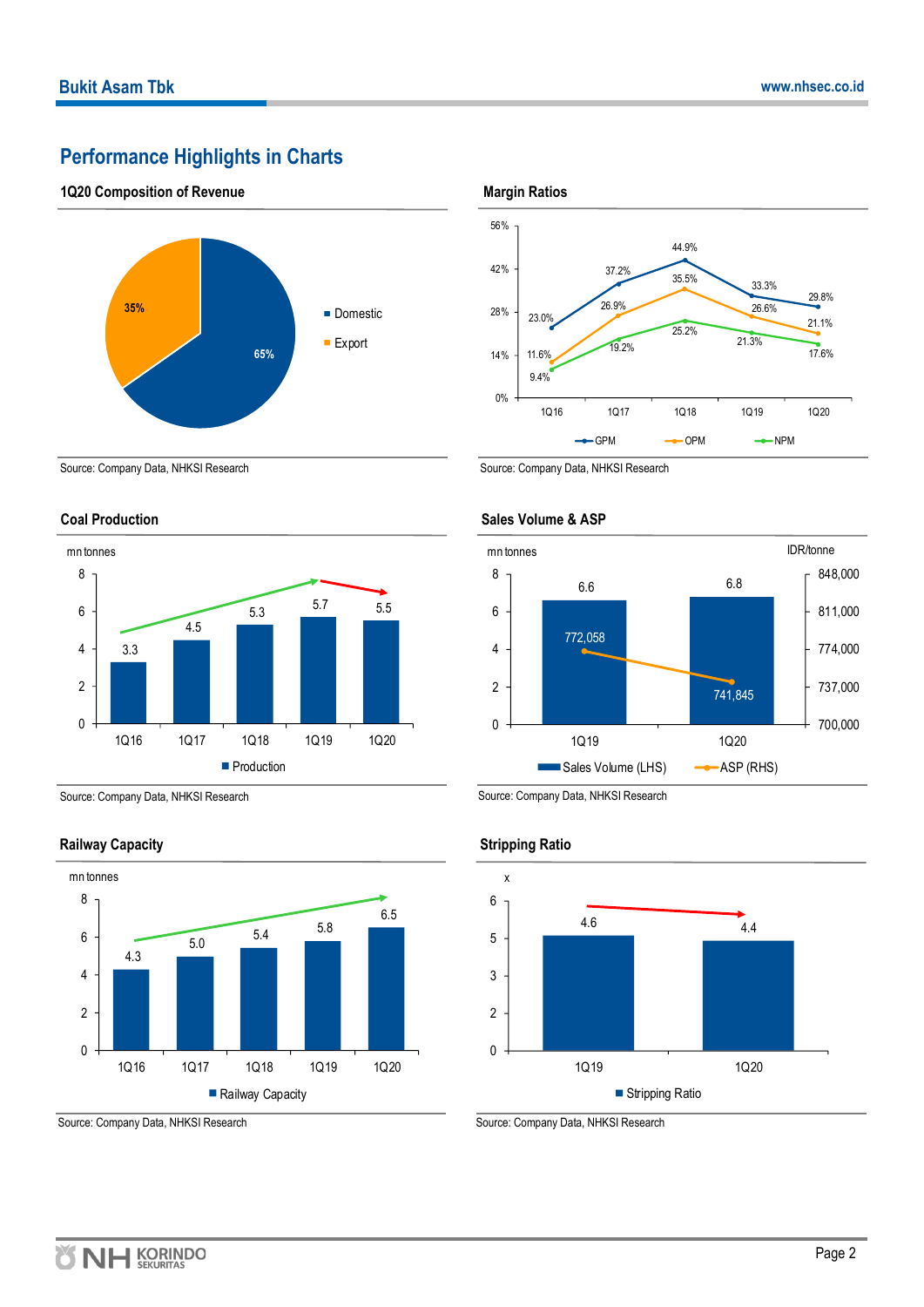## Performance Highlights in Charts

### 1Q20 Composition of Revenue

| Segment | Share |
|---|---|
| Domestic | 65% |
| Export | 35% |

Source: Company Data, NHKSI Research

### Margin Ratios

| | 1Q16 | 1Q17 | 1Q18 | 1Q19 | 1Q20 |
|---|---|---|---|---|---|
| GPM | 23.0% | 37.2% | 44.9% | 33.3% | 29.8% |
| OPM | 11.6% | 26.9% | 35.5% | 26.6% | 21.1% |
| NPM | 9.4% | 19.2% | 25.2% | 21.3% | 17.6% |

Source: Company Data, NHKSI Research

### Coal Production

mn tonnes

| | 1Q16 | 1Q17 | 1Q18 | 1Q19 | 1Q20 |
|---|---|---|---|---|---|
| Production | 3.3 | 4.5 | 5.3 | 5.7 | 5.5 |

Source: Company Data, NHKSI Research

### Sales Volume & ASP

| | 1Q19 | 1Q20 |
|---|---|---|
| Sales Volume (LHS, mn tonnes) | 6.6 | 6.8 |
| ASP (RHS, IDR/tonne) | 772,058 | 741,845 |

Source: Company Data, NHKSI Research

### Railway Capacity

mn tonnes

| | 1Q16 | 1Q17 | 1Q18 | 1Q19 | 1Q20 |
|---|---|---|---|---|---|
| Railway Capacity | 4.3 | 5.0 | 5.4 | 5.8 | 6.5 |

Source: Company Data, NHKSI Research

### Stripping Ratio

x

| | 1Q19 | 1Q20 |
|---|---|---|
| Stripping Ratio | 4.6 | 4.4 |

Source: Company Data, NHKSI Research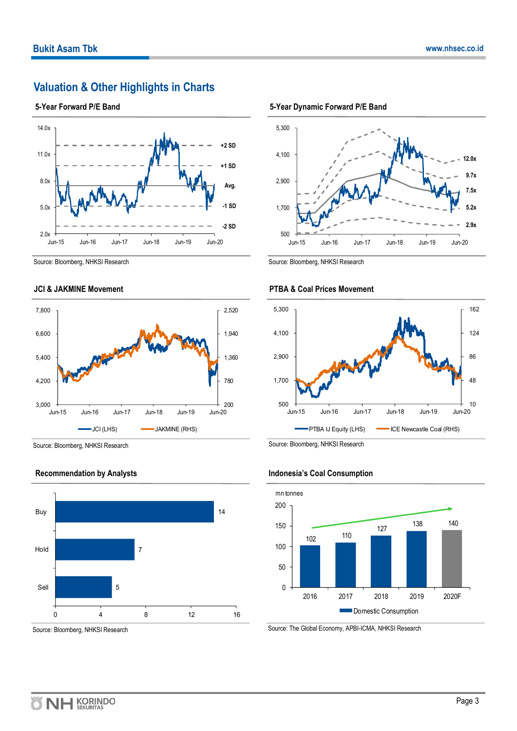## Valuation & Other Highlights in Charts

### 5-Year Forward P/E Band

Source: Bloomberg, NHKSI Research

### 5-Year Dynamic Forward P/E Band

Source: Bloomberg, NHKSI Research

### JCI & JAKMINE Movement

Source: Bloomberg, NHKSI Research

### PTBA & Coal Prices Movement

Source: Bloomberg, NHKSI Research

### Recommendation by Analysts

| Recommendation | Count |
|---|---|
| Buy | 14 |
| Hold | 7 |
| Sell | 5 |

Source: Bloomberg, NHKSI Research

### Indonesia's Coal Consumption

Domestic Consumption (mn tonnes)

| 2016 | 2017 | 2018 | 2019 | 2020F |
|---|---|---|---|---|
| 102 | 110 | 127 | 138 | 140 |

Source: The Global Economy, APBI-ICMA, NHKSI Research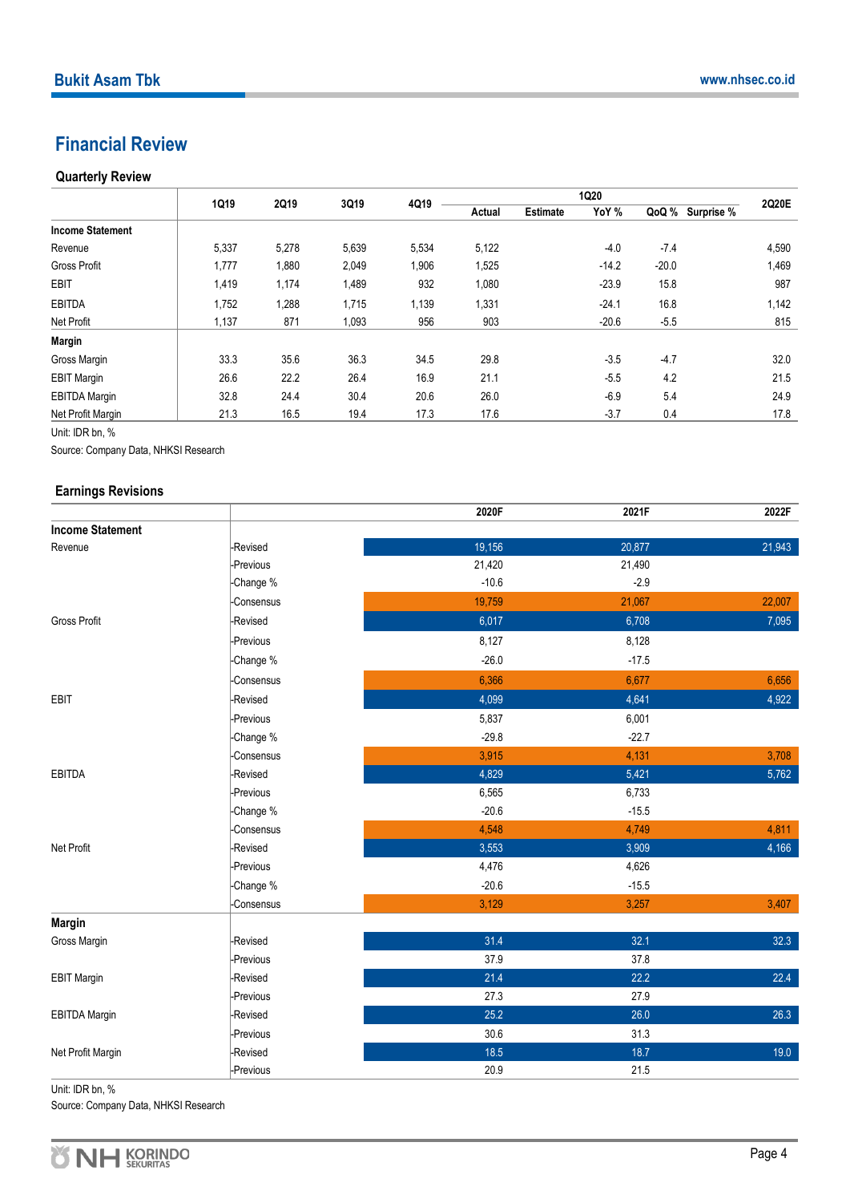# Financial Review

### Quarterly Review

| | 1Q19 | 2Q19 | 3Q19 | 4Q19 | 1Q20 | | | | | 2Q20E |
|---|---|---|---|---|---|---|---|---|---|---|
| | | | | | Actual | Estimate | YoY % | QoQ % | Surprise % | |
| **Income Statement** | | | | | | | | | | |
| Revenue | 5,337 | 5,278 | 5,639 | 5,534 | 5,122 | | -4.0 | -7.4 | | 4,590 |
| Gross Profit | 1,777 | 1,880 | 2,049 | 1,906 | 1,525 | | -14.2 | -20.0 | | 1,469 |
| EBIT | 1,419 | 1,174 | 1,489 | 932 | 1,080 | | -23.9 | 15.8 | | 987 |
| EBITDA | 1,752 | 1,288 | 1,715 | 1,139 | 1,331 | | -24.1 | 16.8 | | 1,142 |
| Net Profit | 1,137 | 871 | 1,093 | 956 | 903 | | -20.6 | -5.5 | | 815 |
| **Margin** | | | | | | | | | | |
| Gross Margin | 33.3 | 35.6 | 36.3 | 34.5 | 29.8 | | -3.5 | -4.7 | | 32.0 |
| EBIT Margin | 26.6 | 22.2 | 26.4 | 16.9 | 21.1 | | -5.5 | 4.2 | | 21.5 |
| EBITDA Margin | 32.8 | 24.4 | 30.4 | 20.6 | 26.0 | | -6.9 | 5.4 | | 24.9 |
| Net Profit Margin | 21.3 | 16.5 | 19.4 | 17.3 | 17.6 | | -3.7 | 0.4 | | 17.8 |

Unit: IDR bn, %

Source: Company Data, NHKSI Research

### Earnings Revisions

| | | 2020F | 2021F | 2022F |
|---|---|---|---|---|
| **Income Statement** | | | | |
| Revenue | -Revised | 19,156 | 20,877 | 21,943 |
| | -Previous | 21,420 | 21,490 | |
| | -Change % | -10.6 | -2.9 | |
| | -Consensus | 19,759 | 21,067 | 22,007 |
| Gross Profit | -Revised | 6,017 | 6,708 | 7,095 |
| | -Previous | 8,127 | 8,128 | |
| | -Change % | -26.0 | -17.5 | |
| | -Consensus | 6,366 | 6,677 | 6,656 |
| EBIT | -Revised | 4,099 | 4,641 | 4,922 |
| | -Previous | 5,837 | 6,001 | |
| | -Change % | -29.8 | -22.7 | |
| | -Consensus | 3,915 | 4,131 | 3,708 |
| EBITDA | -Revised | 4,829 | 5,421 | 5,762 |
| | -Previous | 6,565 | 6,733 | |
| | -Change % | -20.6 | -15.5 | |
| | -Consensus | 4,548 | 4,749 | 4,811 |
| Net Profit | -Revised | 3,553 | 3,909 | 4,166 |
| | -Previous | 4,476 | 4,626 | |
| | -Change % | -20.6 | -15.5 | |
| | -Consensus | 3,129 | 3,257 | 3,407 |
| **Margin** | | | | |
| Gross Margin | -Revised | 31.4 | 32.1 | 32.3 |
| | -Previous | 37.9 | 37.8 | |
| EBIT Margin | -Revised | 21.4 | 22.2 | 22.4 |
| | -Previous | 27.3 | 27.9 | |
| EBITDA Margin | -Revised | 25.2 | 26.0 | 26.3 |
| | -Previous | 30.6 | 31.3 | |
| Net Profit Margin | -Revised | 18.5 | 18.7 | 19.0 |
| | -Previous | 20.9 | 21.5 | |

Unit: IDR bn, %

Source: Company Data, NHKSI Research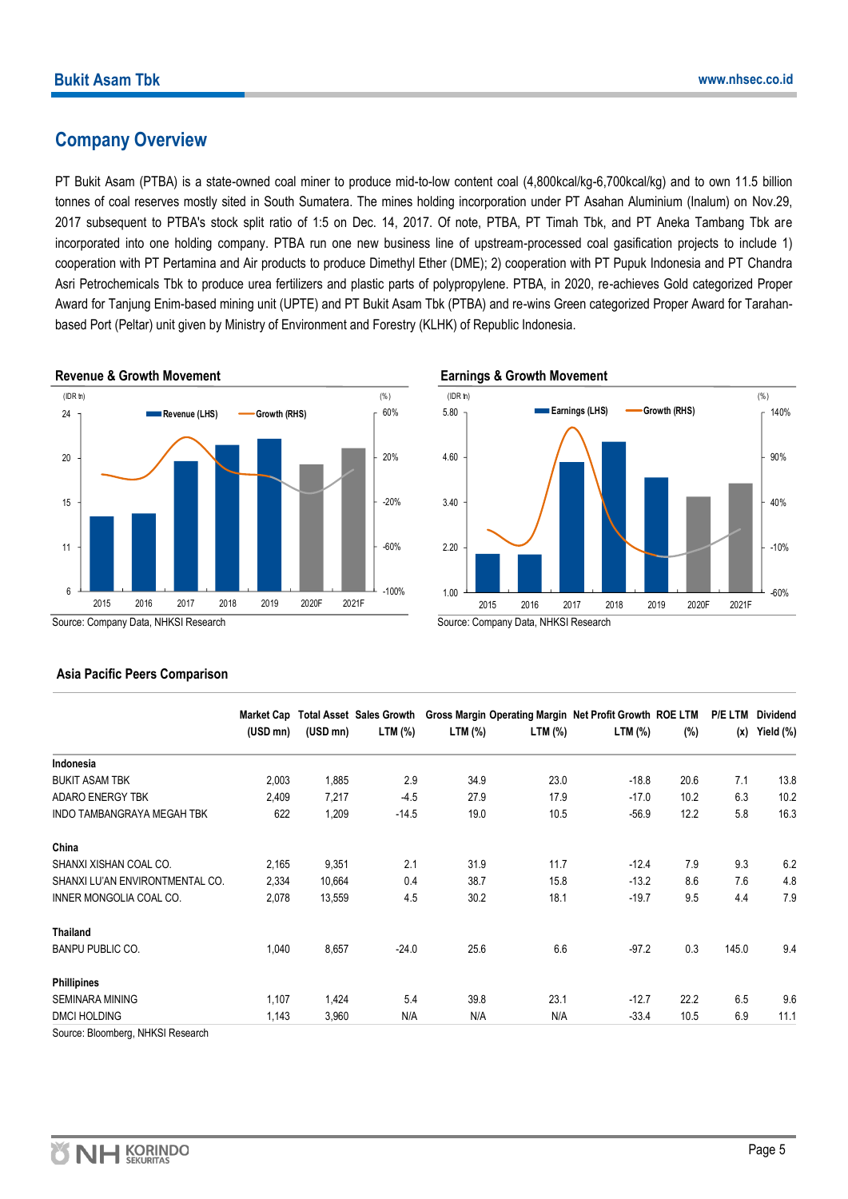## Company Overview

PT Bukit Asam (PTBA) is a state-owned coal miner to produce mid-to-low content coal (4,800kcal/kg-6,700kcal/kg) and to own 11.5 billion tonnes of coal reserves mostly sited in South Sumatera. The mines holding incorporation under PT Asahan Aluminium (Inalum) on Nov.29, 2017 subsequent to PTBA's stock split ratio of 1:5 on Dec. 14, 2017. Of note, PTBA, PT Timah Tbk, and PT Aneka Tambang Tbk are incorporated into one holding company. PTBA run one new business line of upstream-processed coal gasification projects to include 1) cooperation with PT Pertamina and Air products to produce Dimethyl Ether (DME); 2) cooperation with PT Pupuk Indonesia and PT Chandra Asri Petrochemicals Tbk to produce urea fertilizers and plastic parts of polypropylene. PTBA, in 2020, re-achieves Gold categorized Proper Award for Tanjung Enim-based mining unit (UPTE) and PT Bukit Asam Tbk (PTBA) and re-wins Green categorized Proper Award for Tarahan-based Port (Peltar) unit given by Ministry of Environment and Forestry (KLHK) of Republic Indonesia.

**Revenue & Growth Movement**

Source: Company Data, NHKSI Research

**Earnings & Growth Movement**

Source: Company Data, NHKSI Research

### Asia Pacific Peers Comparison

| | Market Cap (USD mn) | Total Asset (USD mn) | Sales Growth LTM (%) | Gross Margin LTM (%) | Operating Margin LTM (%) | Net Profit Growth LTM (%) | ROE LTM (%) | P/E LTM (x) | Dividend Yield (%) |
|---|---|---|---|---|---|---|---|---|---|
| **Indonesia** | | | | | | | | | |
| BUKIT ASAM TBK | 2,003 | 1,885 | 2.9 | 34.9 | 23.0 | -18.8 | 20.6 | 7.1 | 13.8 |
| ADARO ENERGY TBK | 2,409 | 7,217 | -4.5 | 27.9 | 17.9 | -17.0 | 10.2 | 6.3 | 10.2 |
| INDO TAMBANGRAYA MEGAH TBK | 622 | 1,209 | -14.5 | 19.0 | 10.5 | -56.9 | 12.2 | 5.8 | 16.3 |
| **China** | | | | | | | | | |
| SHANXI XISHAN COAL CO. | 2,165 | 9,351 | 2.1 | 31.9 | 11.7 | -12.4 | 7.9 | 9.3 | 6.2 |
| SHANXI LU'AN ENVIRONTMENTAL CO. | 2,334 | 10,664 | 0.4 | 38.7 | 15.8 | -13.2 | 8.6 | 7.6 | 4.8 |
| INNER MONGOLIA COAL CO. | 2,078 | 13,559 | 4.5 | 30.2 | 18.1 | -19.7 | 9.5 | 4.4 | 7.9 |
| **Thailand** | | | | | | | | | |
| BANPU PUBLIC CO. | 1,040 | 8,657 | -24.0 | 25.6 | 6.6 | -97.2 | 0.3 | 145.0 | 9.4 |
| **Phillipines** | | | | | | | | | |
| SEMINARA MINING | 1,107 | 1,424 | 5.4 | 39.8 | 23.1 | -12.7 | 22.2 | 6.5 | 9.6 |
| DMCI HOLDING | 1,143 | 3,960 | N/A | N/A | N/A | -33.4 | 10.5 | 6.9 | 11.1 |

Source: Bloomberg, NHKSI Research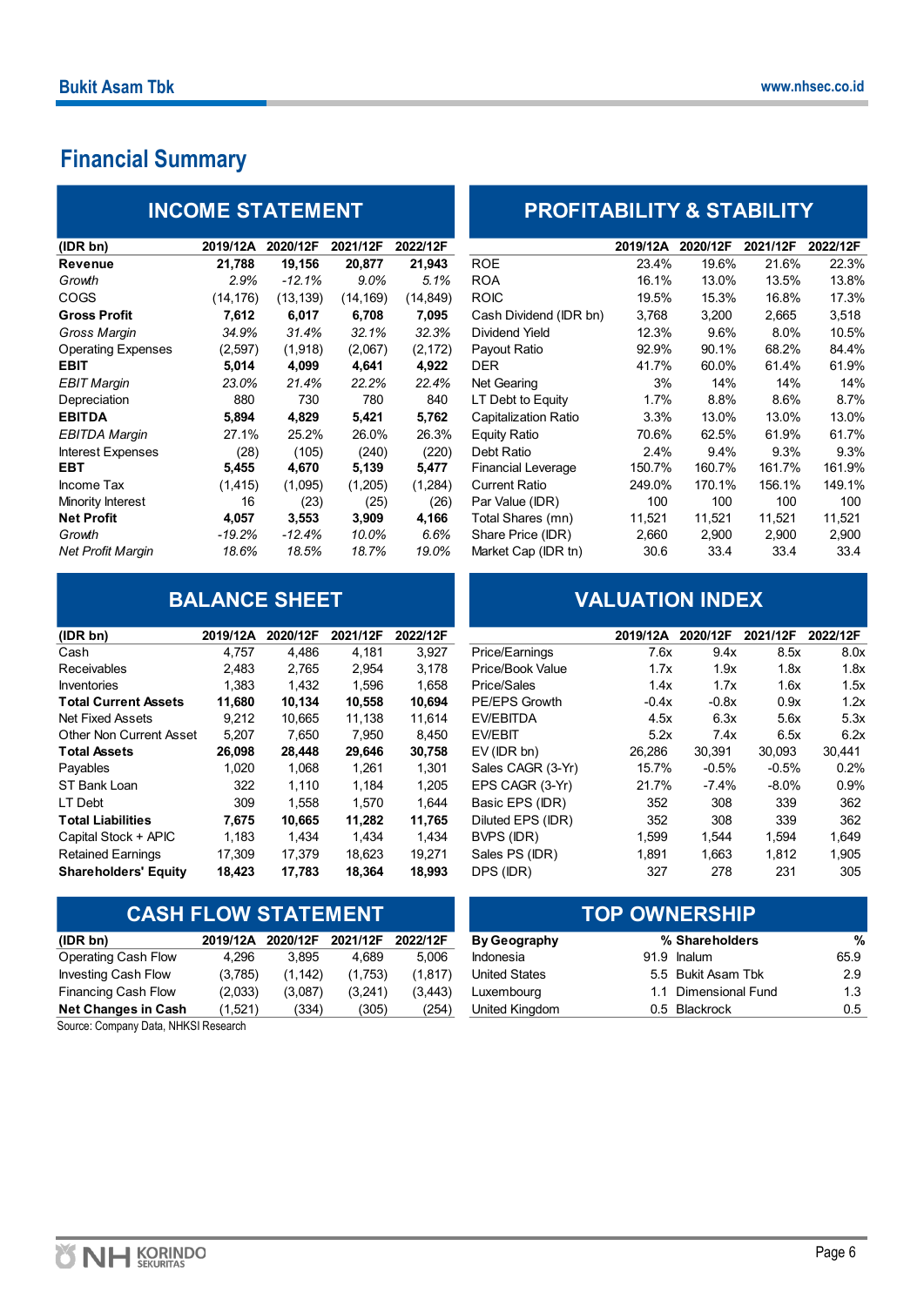## Financial Summary

### INCOME STATEMENT

| (IDR bn) | 2019/12A | 2020/12F | 2021/12F | 2022/12F |
|---|---|---|---|---|
| **Revenue** | **21,788** | **19,156** | **20,877** | **21,943** |
| *Growth* | *2.9%* | *-12.1%* | *9.0%* | *5.1%* |
| COGS | (14,176) | (13,139) | (14,169) | (14,849) |
| **Gross Profit** | **7,612** | **6,017** | **6,708** | **7,095** |
| *Gross Margin* | *34.9%* | *31.4%* | *32.1%* | *32.3%* |
| Operating Expenses | (2,597) | (1,918) | (2,067) | (2,172) |
| **EBIT** | **5,014** | **4,099** | **4,641** | **4,922** |
| *EBIT Margin* | *23.0%* | *21.4%* | *22.2%* | *22.4%* |
| Depreciation | 880 | 730 | 780 | 840 |
| **EBITDA** | **5,894** | **4,829** | **5,421** | **5,762** |
| *EBITDA Margin* | *27.1%* | *25.2%* | *26.0%* | *26.3%* |
| Interest Expenses | (28) | (105) | (240) | (220) |
| **EBT** | **5,455** | **4,670** | **5,139** | **5,477** |
| Income Tax | (1,415) | (1,095) | (1,205) | (1,284) |
| Minority Interest | 16 | (23) | (25) | (26) |
| **Net Profit** | **4,057** | **3,553** | **3,909** | **4,166** |
| *Growth* | *-19.2%* | *-12.4%* | *10.0%* | *6.6%* |
| *Net Profit Margin* | *18.6%* | *18.5%* | *18.7%* | *19.0%* |

### PROFITABILITY & STABILITY

| | 2019/12A | 2020/12F | 2021/12F | 2022/12F |
|---|---|---|---|---|
| ROE | 23.4% | 19.6% | 21.6% | 22.3% |
| ROA | 16.1% | 13.0% | 13.5% | 13.8% |
| ROIC | 19.5% | 15.3% | 16.8% | 17.3% |
| Cash Dividend (IDR bn) | 3,768 | 3,200 | 2,665 | 3,518 |
| Dividend Yield | 12.3% | 9.6% | 8.0% | 10.5% |
| Payout Ratio | 92.9% | 90.1% | 68.2% | 84.4% |
| DER | 41.7% | 60.0% | 61.4% | 61.9% |
| Net Gearing | 3% | 14% | 14% | 14% |
| LT Debt to Equity | 1.7% | 8.8% | 8.6% | 8.7% |
| Capitalization Ratio | 3.3% | 13.0% | 13.0% | 13.0% |
| Equity Ratio | 70.6% | 62.5% | 61.9% | 61.7% |
| Debt Ratio | 2.4% | 9.4% | 9.3% | 9.3% |
| Financial Leverage | 150.7% | 160.7% | 161.7% | 161.9% |
| Current Ratio | 249.0% | 170.1% | 156.1% | 149.1% |
| Par Value (IDR) | 100 | 100 | 100 | 100 |
| Total Shares (mn) | 11,521 | 11,521 | 11,521 | 11,521 |
| Share Price (IDR) | 2,660 | 2,900 | 2,900 | 2,900 |
| Market Cap (IDR tn) | 30.6 | 33.4 | 33.4 | 33.4 |

### BALANCE SHEET

| (IDR bn) | 2019/12A | 2020/12F | 2021/12F | 2022/12F |
|---|---|---|---|---|
| Cash | 4,757 | 4,486 | 4,181 | 3,927 |
| Receivables | 2,483 | 2,765 | 2,954 | 3,178 |
| Inventories | 1,383 | 1,432 | 1,596 | 1,658 |
| **Total Current Assets** | **11,680** | **10,134** | **10,558** | **10,694** |
| Net Fixed Assets | 9,212 | 10,665 | 11,138 | 11,614 |
| Other Non Current Asset | 5,207 | 7,650 | 7,950 | 8,450 |
| **Total Assets** | **26,098** | **28,448** | **29,646** | **30,758** |
| Payables | 1,020 | 1,068 | 1,261 | 1,301 |
| ST Bank Loan | 322 | 1,110 | 1,184 | 1,205 |
| LT Debt | 309 | 1,558 | 1,570 | 1,644 |
| **Total Liabilities** | **7,675** | **10,665** | **11,282** | **11,765** |
| Capital Stock + APIC | 1,183 | 1,434 | 1,434 | 1,434 |
| Retained Earnings | 17,309 | 17,379 | 18,623 | 19,271 |
| **Shareholders' Equity** | **18,423** | **17,783** | **18,364** | **18,993** |

### VALUATION INDEX

| | 2019/12A | 2020/12F | 2021/12F | 2022/12F |
|---|---|---|---|---|
| Price/Earnings | 7.6x | 9.4x | 8.5x | 8.0x |
| Price/Book Value | 1.7x | 1.9x | 1.8x | 1.8x |
| Price/Sales | 1.4x | 1.7x | 1.6x | 1.5x |
| PE/EPS Growth | -0.4x | -0.8x | 0.9x | 1.2x |
| EV/EBITDA | 4.5x | 6.3x | 5.6x | 5.3x |
| EV/EBIT | 5.2x | 7.4x | 6.5x | 6.2x |
| EV (IDR bn) | 26,286 | 30,391 | 30,093 | 30,441 |
| Sales CAGR (3-Yr) | 15.7% | -0.5% | -0.5% | 0.2% |
| EPS CAGR (3-Yr) | 21.7% | -7.4% | -8.0% | 0.9% |
| Basic EPS (IDR) | 352 | 308 | 339 | 362 |
| Diluted EPS (IDR) | 352 | 308 | 339 | 362 |
| BVPS (IDR) | 1,599 | 1,544 | 1,594 | 1,649 |
| Sales PS (IDR) | 1,891 | 1,663 | 1,812 | 1,905 |
| DPS (IDR) | 327 | 278 | 231 | 305 |

### CASH FLOW STATEMENT

| (IDR bn) | 2019/12A | 2020/12F | 2021/12F | 2022/12F |
|---|---|---|---|---|
| Operating Cash Flow | 4,296 | 3,895 | 4,689 | 5,006 |
| Investing Cash Flow | (3,785) | (1,142) | (1,753) | (1,817) |
| Financing Cash Flow | (2,033) | (3,087) | (3,241) | (3,443) |
| **Net Changes in Cash** | **(1,521)** | **(334)** | **(305)** | **(254)** |

Source: Company Data, NHKSI Research

### TOP OWNERSHIP

| By Geography | % | Shareholders | % |
|---|---|---|---|
| Indonesia | 91.9 | Inalum | 65.9 |
| United States | 5.5 | Bukit Asam Tbk | 2.9 |
| Luxembourg | 1.1 | Dimensional Fund | 1.3 |
| United Kingdom | 0.5 | Blackrock | 0.5 |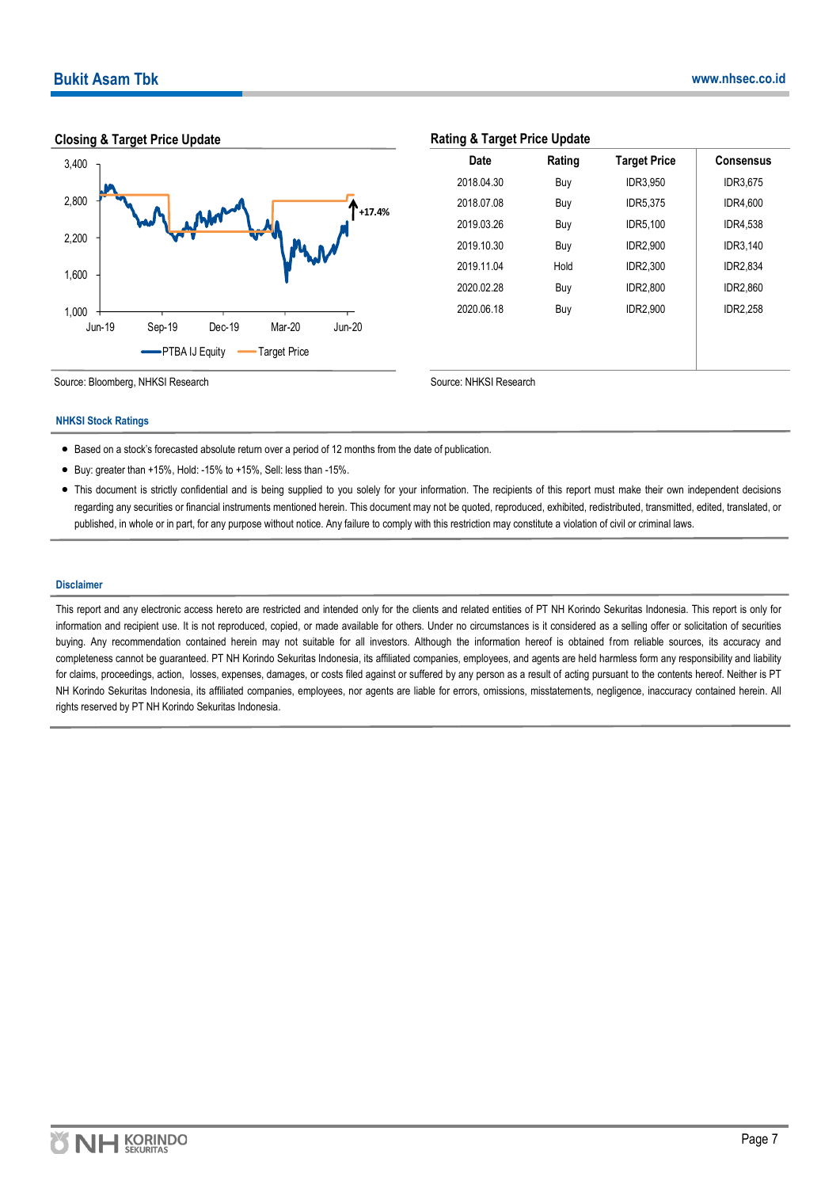### Closing & Target Price Update

3,400
2,800
2,200
1,600
1,000

Jun-19 Sep-19 Dec-19 Mar-20 Jun-20

+17.4%

PTBA IJ Equity — Target Price

Source: Bloomberg, NHKSI Research

### Rating & Target Price Update

| Date | Rating | Target Price | Consensus |
|---|---|---|---|
| 2018.04.30 | Buy | IDR3,950 | IDR3,675 |
| 2018.07.08 | Buy | IDR5,375 | IDR4,600 |
| 2019.03.26 | Buy | IDR5,100 | IDR4,538 |
| 2019.10.30 | Buy | IDR2,900 | IDR3,140 |
| 2019.11.04 | Hold | IDR2,300 | IDR2,834 |
| 2020.02.28 | Buy | IDR2,800 | IDR2,860 |
| 2020.06.18 | Buy | IDR2,900 | IDR2,258 |

Source: NHKSI Research

#### NHKSI Stock Ratings

- Based on a stock's forecasted absolute return over a period of 12 months from the date of publication.
- Buy: greater than +15%, Hold: -15% to +15%, Sell: less than -15%.
- This document is strictly confidential and is being supplied to you solely for your information. The recipients of this report must make their own independent decisions regarding any securities or financial instruments mentioned herein. This document may not be quoted, reproduced, exhibited, redistributed, transmitted, edited, translated, or published, in whole or in part, for any purpose without notice. Any failure to comply with this restriction may constitute a violation of civil or criminal laws.

#### Disclaimer

This report and any electronic access hereto are restricted and intended only for the clients and related entities of PT NH Korindo Sekuritas Indonesia. This report is only for information and recipient use. It is not reproduced, copied, or made available for others. Under no circumstances is it considered as a selling offer or solicitation of securities buying. Any recommendation contained herein may not suitable for all investors. Although the information hereof is obtained from reliable sources, its accuracy and completeness cannot be guaranteed. PT NH Korindo Sekuritas Indonesia, its affiliated companies, employees, and agents are held harmless form any responsibility and liability for claims, proceedings, action, losses, expenses, damages, or costs filed against or suffered by any person as a result of acting pursuant to the contents hereof. Neither is PT NH Korindo Sekuritas Indonesia, its affiliated companies, employees, nor agents are liable for errors, omissions, misstatements, negligence, inaccuracy contained herein. All rights reserved by PT NH Korindo Sekuritas Indonesia.